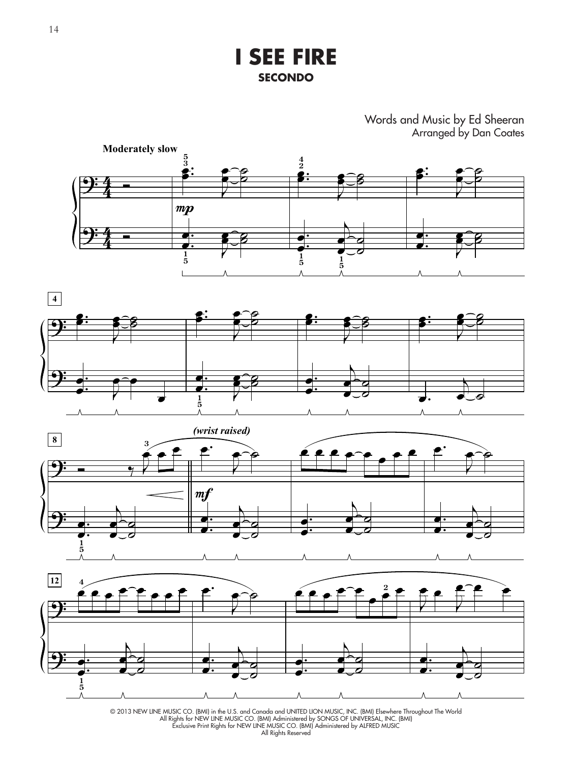# I SEE FIRE

## SECONDO

Words and Music by Ed Sheeran
Arranged by Dan Coates

**Moderately slow**

© 2013 NEW LINE MUSIC CO. (BMI) in the U.S. and Canada and UNITED LION MUSIC, INC. (BMI) Elsewhere Throughout The World
All Rights for NEW LINE MUSIC CO. (BMI) Administered by SONGS OF UNIVERSAL, INC. (BMI)
Exclusive Print Rights for NEW LINE MUSIC CO. (BMI) Administered by ALFRED MUSIC
All Rights Reserved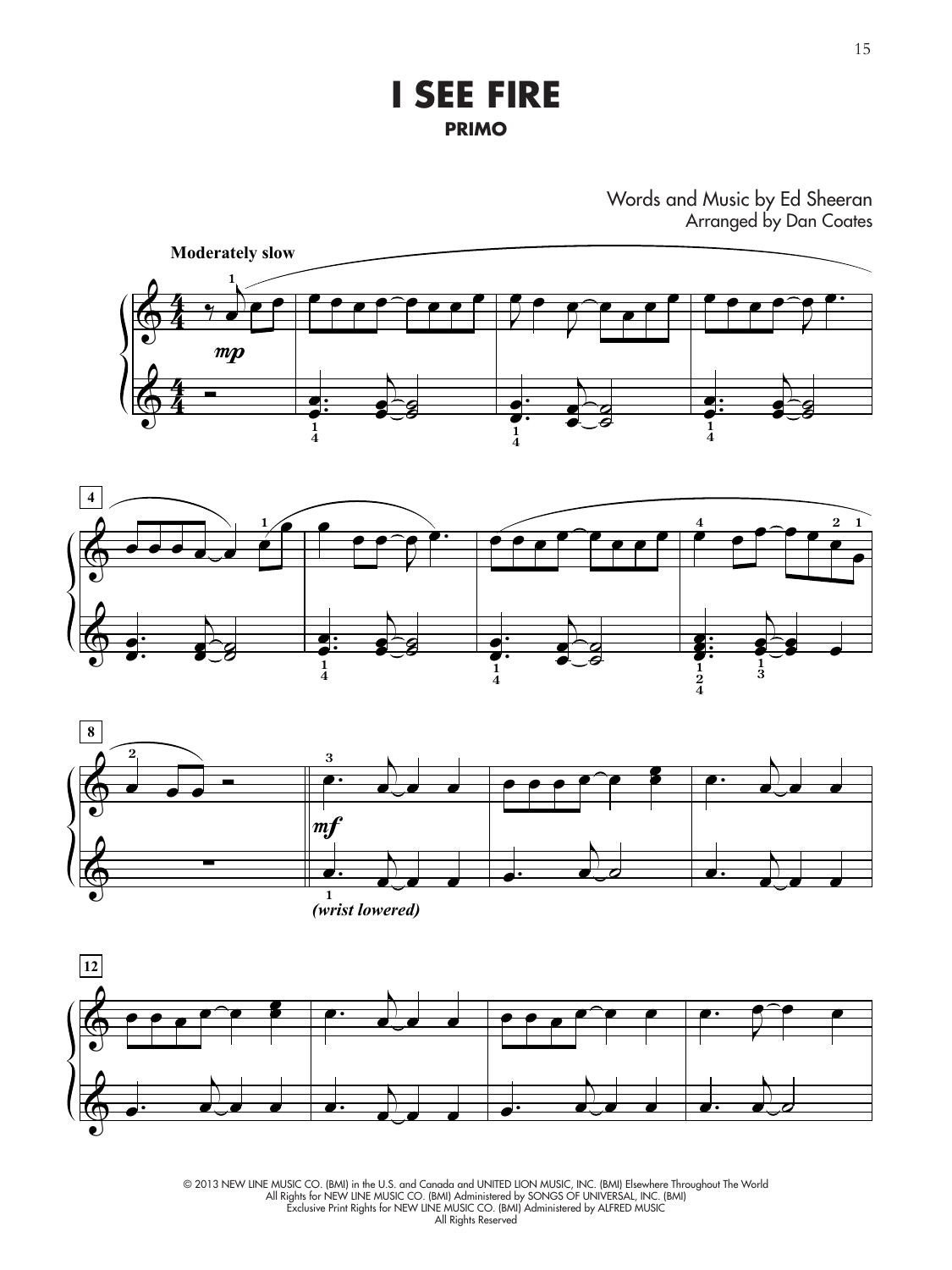# I SEE FIRE

## PRIMO

Words and Music by Ed Sheeran
Arranged by Dan Coates

**Moderately slow**

*mp*

*mf*

***(wrist lowered)***

© 2013 NEW LINE MUSIC CO. (BMI) in the U.S. and Canada and UNITED LION MUSIC, INC. (BMI) Elsewhere Throughout The World
All Rights for NEW LINE MUSIC CO. (BMI) Administered by SONGS OF UNIVERSAL, INC. (BMI)
Exclusive Print Rights for NEW LINE MUSIC CO. (BMI) Administered by ALFRED MUSIC
All Rights Reserved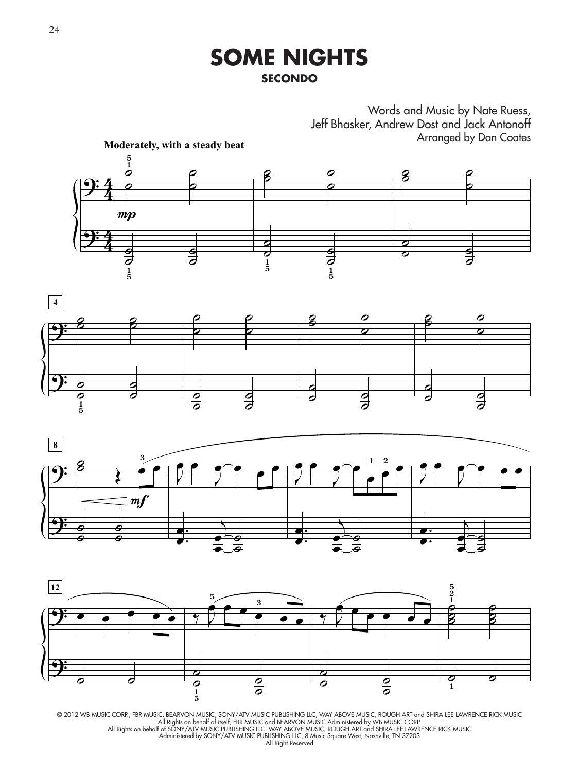# SOME NIGHTS

## SECONDO

Words and Music by Nate Ruess,
Jeff Bhasker, Andrew Dost and Jack Antonoff
Arranged by Dan Coates

**Moderately, with a steady beat**

© 2012 WB MUSIC CORP., FBR MUSIC, BEARVON MUSIC, SONY/ATV MUSIC PUBLISHING LLC, WAY ABOVE MUSIC, ROUGH ART and SHIRA LEE LAWRENCE RICK MUSIC
All Rights on behalf of itself, FBR MUSIC and BEARVON MUSIC Administered by WB MUSIC CORP.
All Rights on behalf of SONY/ATV MUSIC PUBLISHING LLC, WAY ABOVE MUSIC, ROUGH ART and SHIRA LEE LAWRENCE RICK MUSIC
Administered by SONY/ATV MUSIC PUBLISHING LLC, 8 Music Square West, Nashville, TN 37203
All Right Reserved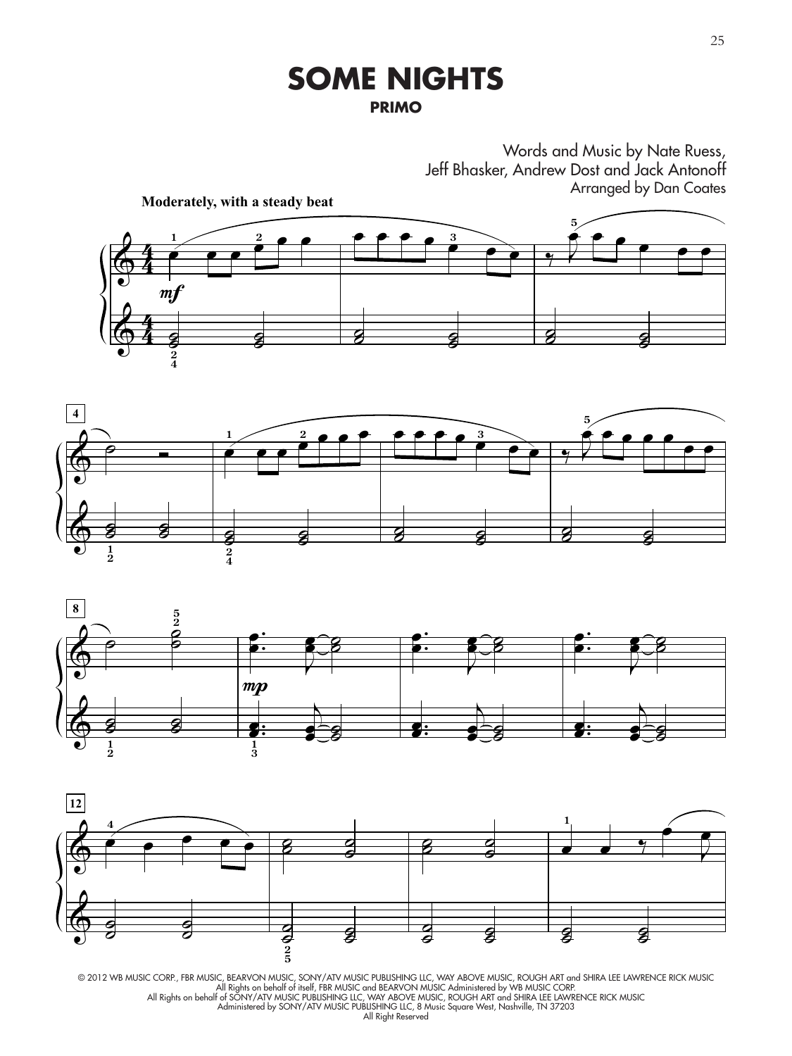# SOME NIGHTS

**PRIMO**

Words and Music by Nate Ruess, Jeff Bhasker, Andrew Dost and Jack Antonoff

Arranged by Dan Coates

**Moderately, with a steady beat**

© 2012 WB MUSIC CORP., FBR MUSIC, BEARVON MUSIC, SONY/ATV MUSIC PUBLISHING LLC, WAY ABOVE MUSIC, ROUGH ART and SHIRA LEE LAWRENCE RICK MUSIC
All Rights on behalf of itself, FBR MUSIC and BEARVON MUSIC Administered by WB MUSIC CORP.
All Rights on behalf of SONY/ATV MUSIC PUBLISHING LLC, WAY ABOVE MUSIC, ROUGH ART and SHIRA LEE LAWRENCE RICK MUSIC
Administered by SONY/ATV MUSIC PUBLISHING LLC, 8 Music Square West, Nashville, TN 37203
All Right Reserved